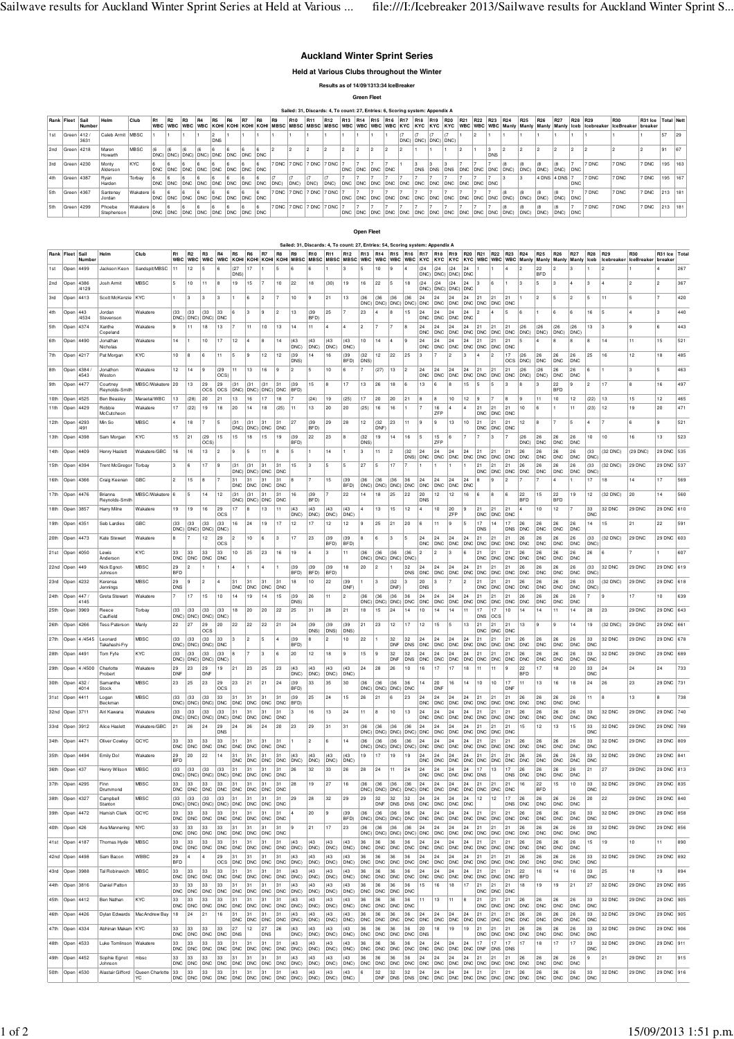# Auckland Winter Sprint Series

### Held at Various Clubs throughout the Winter

**Results as of 14/09/1313:34 IceBreaker**

## Green Fleet

Sailed: 31, Discards: 4, To count: 27, Entries: 6, Scoring system: Appendix A

| Rank | Fleet | Sail Number | Helm | Club | R1 WBC | R2 WBC | R3 WBC | R4 WBC | R5 KOHI | R6 KOHI | R7 KOHI | R8 KOHI | R9 MBSC | R10 MBSC | R11 MBSC | R12 MBSC | R13 WBC | R14 WBC | R15 WBC | R16 WBC | R17 KYC | R18 KYC | R19 KYC | R20 KYC | R21 WBC | R22 WBC | R23 WBC | R24 Manly | R25 Manly | R26 Manly | R27 Manly | R28 Iceb | R29 Icebreaker | R30 IceBreaker | R31 Ice breaker | Total | Nett |
|---|---|---|---|---|---|---|---|---|---|---|---|---|---|---|---|---|---|---|---|---|---|---|---|---|---|---|---|---|---|---|---|---|---|---|---|---|---|
| 1st | Green | 412 / 3631 | Caleb Armit | MBSC | 1 | 1 | 1 | 1 | 2 DNS | 1 | 1 | 1 | 1 | 1 | 1 | 1 | 1 | 1 | 1 | 1 | (7 DNC) | (7 DNC) | (7 DNC) | (7 DNC) | 1 | 2 | 1 | 1 | 1 | 1 | 1 | 1 | 1 | 1 | 1 | 57 | 29 |
| 2nd | Green | 4218 | Maren Howarth | MBSC | (6 DNC) | (6 DNC) | (6 DNC) | (6 DNC) | 6 DNC | 6 DNC | 6 DNC | 6 DNC | 2 | 2 | 2 | 2 | 2 | 2 | 2 | 2 | 2 | 1 | 1 | 1 | 2 | 1 | 3 DNS | 2 | 2 | 2 | 2 | 2 | 2 | 2 | 2 | 91 | 67 |
| 3rd | Green | 4230 | Monty Alderson | KYC | 6 DNC | 6 DNC | 6 DNC | 6 DNC | 6 DNC | 6 DNC | 6 DNC | 6 DNC | 7 DNC | 7 DNC | 7 DNC | 7 DNC | 7 DNC | 7 DNC | 7 DNC | 7 DNC | 1 | 3 DNS | 3 DNS | 3 DNS | 7 DNC | 7 DNC | 7 DNC | (8 DNC) | (8 DNC) | (8 DNC) | (8 DNC) | 7 DNC | 7 DNC | 7 DNC | 7 DNC | 195 | 163 |
| 4th | Green | 4387 | Ryan Harden | Torbay | 6 DNC | 6 DNC | 6 DNC | 6 DNC | 6 DNC | 6 DNC | 6 DNC | 6 DNC | (7 DNC) | (7 DNC) | (7 DNC) | (7 DNC) | 7 DNC | 7 DNC | 7 DNC | 7 DNC | 7 DNC | 7 DNC | 7 DNC | 7 DNC | 7 DNC | 7 DNC | 7 DNC | 3 | 3 | 4 DNS | 4 DNS | 7 DNC | 7 DNC | 7 DNC | 7 DNC | 195 | 167 |
| 5th | Green | 4367 | Santenay Jordan | Wakatere | 6 DNC | 6 DNC | 6 DNC | 6 DNC | 6 DNC | 6 DNC | 6 DNC | 6 DNC | 7 DNC | 7 DNC | 7 DNC | 7 DNC | 7 DNC | 7 DNC | 7 DNC | 7 DNC | 7 DNC | 7 DNC | 7 DNC | 7 DNC | 7 DNC | 7 DNC | 7 DNC | (8 DNC) | (8 DNC) | (8 DNC) | (8 DNC) | 7 DNC | 7 DNC | 7 DNC | 7 DNC | 213 | 181 |
| 5th | Green | 4299 | Phoebe Stephenson | Wakatere | 6 DNC | 6 DNC | 6 DNC | 6 DNC | 6 DNC | 6 DNC | 6 DNC | 6 DNC | 7 DNC | 7 DNC | 7 DNC | 7 DNC | 7 DNC | 7 DNC | 7 DNC | 7 DNC | 7 DNC | 7 DNC | 7 DNC | 7 DNC | 7 DNC | 7 DNC | 7 DNC | (8 DNC) | (8 DNC) | (8 DNC) | (8 DNC) | 7 DNC | 7 DNC | 7 DNC | 7 DNC | 213 | 181 |

## Open Fleet

Sailed: 31, Discards: 4, To count: 27, Entries: 54, Scoring system: Appendix A

| Rank | Fleet | Sail Number | Helm | Club | R1 WBC | R2 WBC | R3 WBC | R4 WBC | R5 KOHI | R6 KOHI | R7 KOHI | R8 KOHI | R9 MBSC | R10 MBSC | R11 MBSC | R12 MBSC | R13 WBC | R14 WBC | R15 WBC | R16 WBC | R17 KYC | R18 KYC | R19 KYC | R20 KYC | R21 WBC | R22 WBC | R23 WBC | R24 Manly | R25 Manly | R26 Manly | R27 Manly | R28 Iceb | R29 Icebreaker | R30 IceBreaker | R31 Ice breaker | Total |
|---|---|---|---|---|---|---|---|---|---|---|---|---|---|---|---|---|---|---|---|---|---|---|---|---|---|---|---|---|---|---|---|---|---|---|---|---|
| 1st | Open | 4499 | Jackson Keon | Sandspit/MBSC | 11 | 12 | 5 | 6 | (27 DNS) | 17 | 1 | 5 | 6 | 6 | 1 | 3 | 5 | 10 | 9 | 4 | (24 DNC) | (24 DNC) | (24 DNC) | 24 DNC | 1 | 1 | 4 | 2 | 22 BFD | 2 | 3 | 1 | 2 | 1 | 4 | 267 |
| 2nd | Open | 4386 /4129 | Josh Armit | MBSC | 5 | 10 | 11 | 8 | 19 | 15 | 7 | 10 | 22 | 18 | (30) | 19 | 16 | 22 | 5 | 18 | (24 DNC) | (24 DNC) | (24 DNC) | 24 DNC | 3 | 6 | 1 | 3 | 5 | 3 | 4 | 3 | 4 | 2 | 2 | 367 |
| 3rd | Open | 4413 | Scott McKenzie | KYC | 1 | 3 | 3 | 3 | 1 | 6 | 2 | 7 | 10 | 9 | 21 | 13 | (36 DNC) | (36 DNC) | (36 DNC) | (36 DNC) | 24 DNC | 24 DNC | 24 DNC | 24 DNC | 21 DNC | 21 DNC | 21 DNC | 1 | 2 | 5 | 2 | 5 | 11 | 5 | 7 | 420 |
| 4th | Open | 443 /4534 | Jordan Stevenson | Wakatere | (33 DNC) | (33 DNC) | (33 DNC) | 33 DNC | 6 | 3 | 9 | 2 | 13 | (39 BFD) | 25 | 7 | 23 | 4 | 8 | 15 | 24 DNC | 24 DNC | 24 DNC | 24 DNC | 2 | 4 | 5 | 6 | 1 | 6 | 6 | 16 | 5 | 4 | 3 | 440 |
| 5th | Open | 4374 | Xanthe Copeland | Wakatere | 9 | 11 | 18 | 13 | 7 | 11 | 10 | 13 | 14 | 11 | 4 | 4 | 2 | 7 | 7 | 8 | 24 DNC | 24 DNC | 24 DNC | 24 DNC | 21 DNC | 21 DNC | 21 DNC | (26 DNC) | (26 DNC) | (26 DNC) | (26 DNC) | 13 | 3 | 9 | 6 | 443 |
| 6th | Open | 4490 | Jonathan Nicholas | Wakatere | 14 | 1 | 10 | 17 | 12 | 4 | 8 | 14 | (43 DNC) | (43 DNC) | (43 DNC) | (43 DNC) | 10 | 14 | 4 | 9 | 24 DNC | 24 DNC | 24 DNC | 24 DNC | 21 DNC | 21 DNC | 21 DNC | 5 | 4 | 8 | 8 | 8 | 14 | 11 | 15 | 521 |
| 7th | Open | 4217 | Pat Morgan | KYC | 10 | 8 | 6 | 11 | 5 | 9 | 12 | 12 | (39 DNS) | 14 | 16 | (39 BFD) | (32 DNS) | 12 | 22 | 25 | 3 | 7 | 2 | 3 | 4 | 2 | 17 OCS | (26 DNC) | 26 DNC | 26 DNC | 26 DNC | 25 | 16 | 12 | 18 | 485 |
| 8th | Open | 4384 / 4543 | Jonathon Weston | Wakatere | 12 | 14 | 9 | (29 OCS) | 11 | 13 | 16 | 9 | 2 | 5 | 10 | 6 | 7 | (27) | 13 | 2 | 24 DNC | 24 DNC | 24 DNC | 24 DNC | 21 DNC | 21 DNC | 21 DNC | (26 DNC) | (26 DNC) | 26 DNC | 26 DNC | 6 | 1 | 3 | 5 | 463 |
| 9th | Open | 4477 | Courtney Reynolds-Smith | MBSC/Wakatere | 20 | 13 | 29 OCS | 29 OCS | (31 DNC) | (31 DNC) | (31 DNC) | 31 DNC | (39 BFD) | 15 | 8 | 17 | 13 | 26 | 18 | 6 | 13 | 6 | 8 | 15 | 5 | 5 | 3 | 8 | 3 | 22 BFD | 9 | 2 | 17 | 8 | 16 | 497 |
| 10th | Open | 4525 | Ben Beasley | Maraetai/WBC | 13 | (28) | 20 | 21 | 13 | 16 | 17 | 18 | 7 | (24) | 19 | (25) | 17 | 20 | 20 | 21 | 8 | 8 | 10 | 12 | 9 | 7 | 8 | 9 | 11 | 10 | 12 | (22) | 13 | 15 | 12 | 465 |
| 11th | Open | 4429 | Robbie McCutcheon | Wakatere | 17 | (22) | 19 | 18 | 20 | 14 | 18 | (25) | 11 | 13 | 20 | 20 | (25) | 16 | 16 | 1 | 7 | 16 ZFP | 4 | 4 | 21 DNC | 21 DNC | 21 DNC | 10 | 6 | 6 | 11 | (23) | 12 | 19 | 20 | 471 |
| 12th | Open | 4293 /491 | Min So | MBSC | 4 | 18 | 7 | 5 | (31 DNC) | (31 DNC) | 31 DNC | 31 DNC | 27 | (39 BFD) | 29 | 28 | 12 | (32 DNF) | 23 | 11 | 9 | 9 | 13 | 10 | 21 DNC | 21 DNC | 21 DNC | 12 | 8 | 7 | 5 | 4 | 7 | 6 | 9 | 521 |
| 13th | Open | 4398 | Sam Morgan | KYC | 15 | 21 | (29 OCS) | 15 | 15 | 18 | 15 | 19 | (39 BFD) | 22 | 23 | 8 | (32 DNS) | 19 | 14 | 16 | 5 | 15 ZFP | 6 | 7 | 7 | 3 | 7 | (26 DNC) | 26 DNC | 26 DNC | 26 DNC | 10 | 10 | 16 | 13 | 523 |
| 14th | Open | 4409 | Henry Haslett | Wakatere/GBC | 16 | 16 | 13 | 2 | 9 | 5 | 11 | 8 | 5 | 1 | 14 | 1 | 3 | 11 | 2 | (32 DNS) | 24 DNC | 24 DNC | 24 DNC | 24 DNC | 21 DNC | 21 DNC | 21 DNC | 26 DNC | 26 DNC | 26 DNC | 26 DNC | (33 DNC) | (32 DNC) | (29 DNC) | 29 DNC | 535 |
| 15th | Open | 4394 | Trent McGregor | Torbay | 3 | 6 | 17 | 9 | (31 DNC) | (31 DNC) | (31 DNC) | 31 DNC | 15 | 3 | 5 | 5 | 27 | 5 | 17 | 7 | 1 | 1 | 1 | 1 | 21 DNC | 21 DNC | 21 DNC | 26 DNC | 26 DNC | 26 DNC | 26 DNC | (33 DNC) | 32 DNC | 29 DNC | 29 DNC | 537 |
| 16th | Open | 4366 | Craig Keenan | GBC | 2 | 15 | 8 | 7 | 31 DNC | 31 DNC | 31 DNC | 31 DNC | 8 | 7 | 15 | (39 BFD) | (36 DNC) | (36 DNC) | (36 DNC) | 36 DNC | 24 DNC | 24 DNC | 24 DNC | 24 DNC | 8 | 9 | 2 | 7 | 7 | 4 | 1 | 17 | 18 | 14 | 17 | 569 |
| 17th | Open | 4476 | Brianna Reynolds-Smith | MBSC/Wakatere | 6 | 5 | 14 | 12 | (31 DNC) | (31 DNC) | (31 DNC) | 31 DNC | 16 | (39 BFD) | 7 | 22 | 14 | 18 | 25 | 22 | 20 DNS | 12 | 12 | 16 | 6 | 8 | 6 | 22 BFD | 15 | 22 BFD | 19 | 12 | (32 DNC) | 20 | 14 | 560 |
| 18th | Open | 3857 | Harry Milne | Wakatere | 19 | 19 | 16 | 29 OCS | 17 | 8 | 13 | 11 | (43 DNC) | (43 DNC) | (43 DNC) | (43 DNC) | 4 | 13 | 15 | 12 | 4 | 10 | 20 ZFP | 9 | 21 DNC | 21 DNC | 21 DNC | 4 | 10 | 12 | 7 | 33 DNC | 32 DNC | 29 DNC | 29 DNC | 610 |
| 19th | Open | 4351 | Seb Lardies | GBC | (33 DNC) | (33 DNC) | (33 DNC) | (33 DNC) | 16 | 24 | 19 | 17 | 12 | 17 | 12 | 12 | 9 | 25 | 21 | 20 | 6 | 11 | 9 | 5 | 17 DNS | 14 | 17 DNS | 26 DNC | 26 DNC | 26 DNC | 26 DNC | 14 | 15 | 21 | 22 | 591 |
| 20th | Open | 4473 | Kate Stewart | Wakatere | 8 | 7 | 12 | 29 OCS | 2 | 10 | 6 | 3 | 17 | 23 | (39 BFD) | (39 BFD) | 8 | 6 | 3 | 5 | 24 DNC | 24 DNC | 24 DNC | 24 DNC | 21 DNC | 21 DNC | 21 DNC | 26 DNC | 26 DNC | 26 DNC | 26 DNC | (33 DNC) | (32 DNC) | 29 DNC | 29 DNC | 603 |
| 21st | Open | 4050 | Lewis Anderson | KYC | 33 DNC | 33 DNC | 33 DNC | 33 DNC | 10 | 25 | 23 | 16 | 19 | 4 | 3 | 11 | (36 DNC) | (36 DNC) | (36 DNC) | (36 DNC) | 2 | 2 | 3 | 6 | 21 DNC | 21 DNC | 21 DNC | 26 DNC | 26 DNC | 26 DNC | 26 DNC | 26 | 6 | 7 | 1 | 607 |
| 22nd | Open | 449 | Nick Egnot-Johnson | MBSC | 29 BFD | 2 | 1 | 1 | 4 | 1 | 4 | 1 | (39 BFD) | (39 BFD) | (39 BFD) | 18 | 20 | 2 | 1 | 32 DNS | 24 DNC | 24 DNC | 24 DNC | 24 DNC | 21 DNC | 21 DNC | 21 DNC | 26 DNC | 26 DNC | 26 DNC | 26 DNC | (33 DNC) | 32 DNC | 29 DNC | 29 DNC | 619 |
| 23rd | Open | 4232 | Kerensa Jennings | MBSC | 29 DNS | 9 | 2 | 4 | 31 DNC | 31 DNC | 31 DNC | 31 DNC | 18 | 10 | 22 | (39 DNF) | 1 | 3 | (32 DNF) | 3 | 20 DNS | 3 | 7 | 2 | 21 DNC | 21 DNC | 21 DNC | 26 DNC | 26 DNC | 26 DNC | 26 DNC | (33 DNC) | 32 DNC | 29 DNC | 29 DNC | 618 |
| 24th | Open | 447 / 4145 | Greta Stewart | Wakatere | 7 | 17 | 15 | 10 | 14 | 19 | 14 | 15 | (39 DNS) | 26 | 11 | 2 | (36 DNC) | (36 DNC) | (36 DNC) | 36 DNC | 24 DNC | 24 DNC | 24 DNC | 24 DNC | 21 DNC | 21 DNC | 21 DNC | 26 DNC | 26 DNC | 26 DNC | 26 DNC | 7 | 9 | 17 | 10 | 639 |
| 25th | Open | 3969 | Reece Caulfield | Torbay | (33 DNC) | (33 DNC) | (33 DNC) | (33 DNC) | 18 | 20 | 20 | 22 | 25 | 31 | 28 | 21 | 18 | 15 | 24 | 14 | 10 | 14 | 14 | 11 | 17 DNS | 17 OCS | 10 | 14 | 14 | 11 | 14 | 28 | 23 | 29 DNC | 29 DNC | 643 |
| 26th | Open | 4266 | Tess Paterson | Manly | 22 | 27 | 29 OCS | 20 | 22 | 22 | 22 | 21 | 24 | (39 DNS) | (39 DNS) | (39 DNS) | 21 | 23 | 12 | 17 | 12 | 15 | 5 | 13 | 21 | 21 DNC | 21 DNC | 13 | 9 | 9 | 14 | 19 | (32 DNC) | 29 DNC | 29 DNC | 661 |
| 27th | Open | 4 /4545 | Leonard Takahashi-Fry | MBSC | (33 DNC) | (33 DNC) | (33 DNC) | 33 DNC | 3 | 2 | 5 | 4 | (39 BFD) | 8 | 2 | 10 | 22 | 1 | 32 DNF | 32 DNS | 24 DNC | 24 DNC | 24 DNC | 24 DNC | 21 DNC | 21 DNC | 21 DNC | 26 DNC | 26 DNC | 26 DNC | 26 DNC | 33 DNC | 32 DNC | 29 DNC | 29 DNC | 678 |
| 28th | Open | 4491 | Tom Fyfe | KYC | (33 DNC) | (33 DNC) | (33 DNC) | (33 DNC) | 8 | 7 | 3 | 6 | 20 | 12 | 18 | 9 | 15 | 9 | 32 DNF | 32 DNS | 24 DNC | 24 DNC | 24 DNC | 24 DNC | 21 DNC | 21 DNC | 21 DNC | 26 DNC | 26 DNC | 26 DNC | 26 DNC | 33 DNC | 32 DNC | 29 DNC | 29 DNC | 689 |
| 29th | Open | 4 /4500 | Charlotte Probert | Wakatere | 29 DNF | 23 | 29 DNF | 19 | 21 | 23 | 25 | 23 | (43 DNC) | (43 DNC) | (43 DNC) | (43 DNC) | 24 | 28 | 26 | 10 | 16 | 17 | 17 | 18 | 11 | 11 | 9 | 22 BFD | 17 | 18 | 20 | 33 DNC | 24 | 24 | 24 | 733 |
| 30th | Open | 432 / 4014 | Samantha Stock | MBSC | 23 | 25 | 23 | 29 OCS | 23 | 21 | 21 | 24 | (39 BFD) | 33 | 35 | 30 | (36 DNC) | (36 DNC) | (36 DNC) | 36 DNC | 14 | 20 DNF | 16 | 14 | 10 | 10 | 17 DNF | 11 | 13 | 16 | 18 | 24 | 26 | 23 | 29 DNC | 731 |
| 31st | Open | 4411 | Logan Beckman | MBSC | (33 DNC) | (33 DNC) | (33 DNC) | 33 DNC | 31 DNC | 31 DNC | 31 DNC | 31 DNC | (39 BFD) | 25 | 24 | 15 | 26 | 21 | 6 | 23 | 24 DNC | 24 DNC | 24 DNC | 24 DNC | 21 DNC | 21 DNC | 21 DNC | 26 DNC | 26 DNC | 26 DNC | 26 DNC | 11 | 8 | 13 | 8 | 738 |
| 32nd | Open | 3711 | Airi Kawana | Wakatere | (33 DNC) | (33 DNC) | (33 DNC) | 33 DNC | 31 DNC | 31 DNC | 31 DNC | 31 DNC | 3 | 16 | 13 | 24 | 11 | 8 | 10 | 13 | 24 DNC | 24 DNC | 24 DNC | 24 DNC | 21 DNC | 21 DNC | 21 DNC | 26 DNC | 26 DNC | 26 DNC | 26 DNC | 33 DNC | 32 DNC | 29 DNC | 29 DNC | 740 |
| 33rd | Open | 3912 | Alice Haslett | Wakatere/GBC | 21 | 26 | 24 | 29 DNS | 24 | 26 | 24 | 20 | 23 | 29 | 31 | 31 | (36 DNC) | (36 DNC) | (36 DNC) | (36 DNC) | 24 DNC | 24 DNC | 24 DNC | 24 DNC | 21 DNC | 21 DNC | 21 DNC | 15 | 12 | 13 | 15 | 33 DNC | 32 DNC | 29 DNC | 29 DNC | 789 |
| 34th | Open | 4471 | Oliver Cowley | QCYC | 33 DNC | 33 DNC | 33 DNC | 33 DNC | 31 DNC | 31 DNC | 31 DNC | 31 DNC | 1 | 2 | 6 | 14 | (36 DNC) | (36 DNC) | (36 DNC) | (36 DNC) | 24 DNC | 24 DNC | 24 DNC | 24 DNC | 21 DNC | 21 DNC | 21 DNC | 26 DNC | 26 DNC | 26 DNC | 26 DNC | 33 DNC | 32 DNC | 29 DNC | 29 DNC | 809 |
| 35th | Open | 4494 | Emily Dol | Wakatere | 29 BFD | 20 | 22 | 14 | 31 DNC | 31 DNC | 31 DNC | 31 DNC | (43 DNC) | (43 DNC) | (43 DNC) | (43 DNC) | 19 | 17 | 19 | 19 | 24 DNC | 24 DNC | 24 DNC | 24 DNC | 21 DNC | 21 DNC | 21 DNC | 26 DNC | 26 DNC | 26 DNC | 26 DNC | 33 DNC | 32 DNC | 29 DNC | 29 DNC | 841 |
| 36th | Open | 437 | Henry Wilson | MBSC | (33 DNC) | (33 DNC) | (33 DNC) | (33 DNC) | 31 DNC | 31 DNC | 31 DNC | 31 DNC | 26 | 32 | 33 | 26 | 28 | 24 | 11 | 24 | 24 DNC | 24 DNC | 24 DNC | 24 DNC | 17 | 13 | 17 DNS | 26 DNC | 26 DNC | 26 DNC | 26 DNC | 21 | 27 | 29 DNC | 29 DNC | 813 |
| 37th | Open | 4295 | Finn Drummond | MBSC | 33 DNC | 33 DNC | 33 DNC | 33 DNC | 31 DNC | 31 DNC | 31 DNC | 31 DNC | 28 | 19 | 27 | 16 | (36 DNC) | (36 DNC) | (36 DNC) | (36 DNC) | 24 DNC | 24 DNC | 24 DNC | 24 DNC | 21 DNC | 21 DNC | 21 | 16 | 22 BFD | 15 | 10 | 33 DNC | 32 DNC | 29 DNC | 29 DNC | 835 |
| 38th | Open | 4327 | Campbell Stanton | MBSC | (33 DNC) | (33 DNC) | (33 DNC) | (33 DNC) | 31 DNC | 31 DNC | 31 DNC | 31 DNC | 29 | 28 | 32 | 29 | 29 | 32 DNF | 32 DNS | 32 DNS | 24 DNC | 24 DNC | 24 DNC | 24 DNC | 12 | 12 | 17 DNS | 26 DNC | 26 DNC | 26 DNC | 26 DNC | 20 | 22 | 29 DNC | 29 DNC | 840 |
| 39th | Open | 4472 | Hamish Clark | QCYC | 33 DNC | 33 DNC | 33 DNC | 33 DNC | 31 DNC | 31 DNC | 31 DNC | 31 DNC | 4 | 20 | 9 | (39 BFD) | (36 DNC) | (36 DNC) | (36 DNC) | 36 DNC | 24 DNC | 24 DNC | 24 DNC | 24 DNC | 21 DNC | 21 DNC | 21 DNC | 26 DNC | 26 DNC | 26 DNC | 26 DNC | 33 DNC | 32 DNC | 29 DNC | 29 DNC | 858 |
| 40th | Open | 426 | Ava Mannering | NYC | 33 DNC | 33 DNC | 33 DNC | 33 DNC | 31 DNC | 31 DNC | 31 DNC | 31 DNC | 9 | 21 | 17 | 23 | (36 DNC) | (36 DNC) | (36 DNC) | (36 DNC) | 24 DNC | 24 DNC | 24 DNC | 24 DNC | 21 DNC | 21 DNC | 21 DNC | 26 DNC | 26 DNC | 26 DNC | 26 DNC | 33 DNC | 32 DNC | 29 DNC | 29 DNC | 856 |
| 41st | Open | 4187 | Thomas Hyde | MBSC | 33 DNC | 33 DNC | 33 DNC | 33 DNC | 31 DNC | 31 DNC | 31 DNC | 31 DNC | (43 DNC) | (43 DNC) | (43 DNC) | (43 DNC) | 36 DNC | 36 DNC | 36 DNC | 36 DNC | 24 DNC | 24 DNC | 24 DNC | 24 DNC | 21 DNC | 21 DNC | 21 DNC | 26 DNC | 26 DNC | 26 DNC | 26 DNC | 15 | 19 | 10 | 11 | 890 |
| 42nd | Open | 4498 | Sam Bacon | WBBC | 29 BFD | 4 | 4 | 29 OCS | 31 DNC | 31 DNC | 31 DNC | 31 DNC | (43 DNC) | (43 DNC) | (43 DNC) | (43 DNC) | 36 DNC | 36 DNC | 36 DNC | 36 DNC | 24 DNC | 24 DNC | 24 DNC | 24 DNC | 21 DNC | 21 DNC | 21 DNC | 26 DNC | 26 DNC | 26 DNC | 26 DNC | 33 DNC | 32 DNC | 29 DNC | 29 DNC | 892 |
| 43rd | Open | 3988 | Tai Robinavich | MBSC | 33 DNC | 33 DNC | 33 DNC | 33 DNC | 31 DNC | 31 DNC | 31 DNC | 31 DNC | (43 DNC) | (43 DNC) | (43 DNC) | (43 DNC) | 36 DNC | 36 DNC | 36 DNC | 36 DNC | 24 DNC | 24 DNC | 24 DNC | 24 DNC | 21 DNC | 21 DNC | 22 BFD | 16 | 14 | 16 | 21 | 33 DNC | 25 | 18 | 19 | 894 |
| 44th | Open | 3816 | Daniel Patton | | 33 DNC | 33 DNC | 33 DNC | 33 DNC | 31 DNC | 31 DNC | 31 DNC | 31 DNC | (43 DNC) | (43 DNC) | (43 DNC) | (43 DNC) | 36 DNC | 36 DNC | 36 DNC | 36 DNC | 15 | 16 | 18 | 17 | 21 | 21 DNC | 21 DNC | 18 | 19 | 19 | 21 | 27 | 32 DNC | 29 DNC | 29 DNC | 895 |
| 45th | Open | 4412 | Ben Nathan | KYC | 33 DNC | 33 DNC | 33 DNC | 33 DNC | 31 DNC | 31 DNC | 31 DNC | 31 DNC | (43 DNC) | (43 DNC) | (43 DNC) | (43 DNC) | 36 DNC | 36 DNC | 36 DNC | 36 DNC | 11 | 13 | 11 | 8 | 21 DNC | 21 DNC | 21 DNC | 26 DNC | 26 DNC | 26 DNC | 26 DNC | 33 DNC | 32 DNC | 29 DNC | 29 DNC | 905 |
| 46th | Open | 4426 | Dylan Edwards | MacAndrew Bay | 18 | 24 | 21 | 16 | 31 DNC | 31 DNC | 31 DNC | 31 DNC | (43 DNC) | (43 DNC) | (43 DNC) | (43 DNC) | 36 DNC | 36 DNC | 36 DNC | 36 DNC | 24 DNC | 24 DNC | 24 DNC | 24 DNC | 21 DNC | 21 DNC | 21 DNC | 26 DNC | 26 DNC | 26 DNC | 26 DNC | 33 DNC | 32 DNC | 29 DNC | 29 DNC | 905 |
| 47th | Open | 4334 | Abhinan Makam | KYC | 33 DNC | 33 DNC | 33 DNC | 33 DNC | 27 | 12 | 27 DNS | 26 | (43 DNC) | (43 DNC) | (43 DNC) | (43 DNC) | 36 DNC | 36 DNC | 36 DNC | 36 DNC | 20 DNS | 18 | 19 | 19 | 21 DNC | 21 DNC | 21 DNC | 26 DNC | 26 DNC | 26 DNC | 26 DNC | 33 DNC | 32 DNC | 29 DNC | 29 DNC | 906 |
| 48th | Open | 4533 | Luke Tomlinson | Wakatere | 33 DNC | 33 DNC | 33 DNC | 33 DNC | 31 DNC | 31 DNC | 31 DNC | 31 DNC | (43 DNC) | (43 DNC) | (43 DNC) | (43 DNC) | 36 DNC | 36 DNC | 36 DNC | 36 DNC | 24 DNC | 24 DNC | 24 DNC | 24 DNC | 17 | 17 DNS | 17 | 17 | 18 | 17 | 17 | 33 DNC | 32 DNC | 29 DNC | 29 DNC | 911 |
| 49th | Open | 4452 | Sophie Egnot Johnson | mbsc | 33 DNC | 33 DNC | 33 DNC | 33 DNC | 31 DNC | 31 DNC | 31 DNC | 31 DNC | (43 DNC) | (43 DNC) | (43 DNC) | (43 DNC) | 36 DNC | 36 DNC | 36 DNC | 36 DNC | 24 DNC | 24 DNC | 24 DNC | 24 DNC | 21 DNC | 21 DNC | 21 DNC | 26 DNC | 26 DNC | 26 DNC | 26 DNC | 9 | 21 | 29 DNC | 21 | 915 |
| 50th | Open | 4530 | Alastair Gifford | Queen Charlotte YC | 33 DNC | 33 DNC | 33 DNC | 33 DNC | 31 DNC | 31 DNC | 31 DNC | 31 DNC | (43 DNC) | (43 DNC) | (43 DNC) | (43 DNC) | 6 | 32 DNF | 32 DNS | 32 DNS | 24 DNC | 24 DNC | 24 DNC | 24 DNC | 21 DNC | 21 DNC | 21 DNC | 26 DNC | 26 DNC | 26 DNC | 26 DNC | 33 DNC | 32 DNC | 29 DNC | 29 DNC | 916 |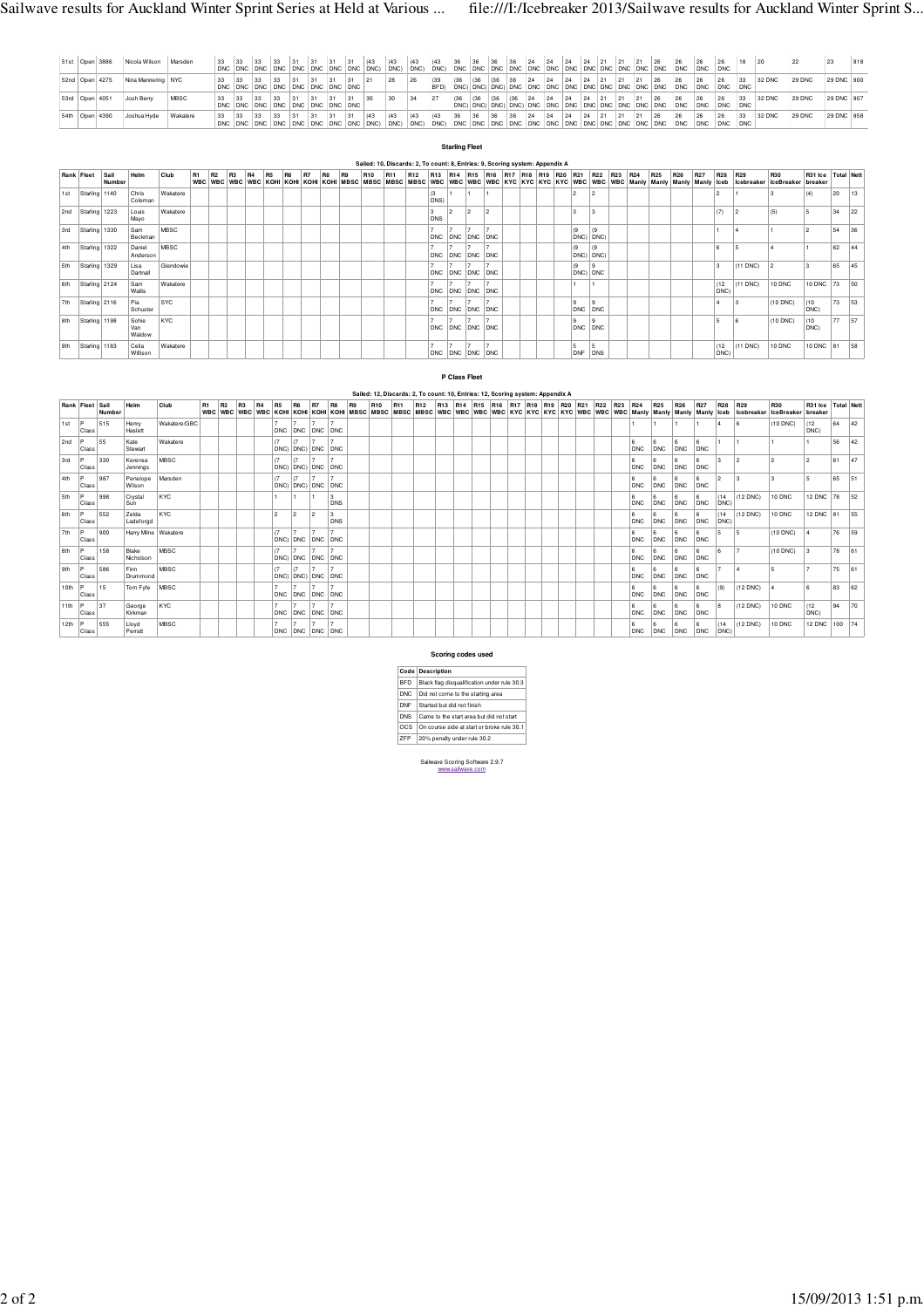| | | | | | | | | | | | | | | | | | | | | | | | | | | | | | | | | | | | | | | |
|---|---|---|---|---|---|---|---|---|---|---|---|---|---|---|---|---|---|---|---|---|---|---|---|---|---|---|---|---|---|---|---|---|---|---|---|---|---|---|
| 51st | Open | 3886 | Nicola Wilson | Marsden | 33 DNC | 33 DNC | 33 DNC | 33 DNC | 31 DNC | 31 DNC | 31 DNC | 31 DNC | 31 DNC | (43 DNC) | (43 DNC) | (43 DNC) | (43 DNC) | 36 DNC | 36 DNC | 36 DNC | 36 DNC | 24 DNC | 24 DNC | 24 DNC | 24 DNC | 21 DNC | 21 DNC | 21 DNC | 21 DNC | 26 DNC | 26 DNC | 26 DNC | 26 DNC | 18 | 20 | 22 | 23 | 918 |
| 52nd | Open | 4275 | Nina Mannering | NYC | 33 DNC | 33 DNC | 33 DNC | 33 DNC | 31 DNC | 31 DNC | 31 DNC | 31 DNC | 31 DNC | 21 | 28 | 26 | (39 BFD) | (36 DNC) | (36 DNC) | (36 DNC) | 36 DNC | 24 DNC | 24 DNC | 24 DNC | 24 DNC | 21 DNC | 21 DNC | 21 DNC | 21 DNC | 26 DNC | 26 DNC | 26 DNC | 26 DNC | 33 DNC | 32 DNC | 29 DNC | 29 DNC | 900 |
| 53rd | Open | 4051 | Josh Berry | MBSC | 33 DNC | 33 DNC | 33 DNC | 33 DNC | 31 DNC | 31 DNC | 31 DNC | 31 DNC | 31 DNC | 30 | 30 | 34 | 27 | (36 DNC) | (36 DNC) | (36 DNC) | (36 DNC) | 24 DNC | 24 DNC | 24 DNC | 24 DNC | 21 DNC | 21 DNC | 21 DNC | 21 DNC | 26 DNC | 26 DNC | 26 DNC | 26 DNC | 33 DNC | 32 DNC | 29 DNC | 29 DNC | 907 |
| 54th | Open | 4390 | Joshua Hyde | Wakatere | 33 DNC | 33 DNC | 33 DNC | 33 DNC | 31 DNC | 31 DNC | 31 DNC | 31 DNC | 31 DNC | (43 DNC) | (43 DNC) | (43 DNC) | (43 DNC) | 36 DNC | 36 DNC | 36 DNC | 36 DNC | 24 DNC | 24 DNC | 24 DNC | 24 DNC | 21 DNC | 21 DNC | 21 DNC | 21 DNC | 26 DNC | 26 DNC | 26 DNC | 26 DNC | 33 DNC | 32 DNC | 29 DNC | 29 DNC | 958 |

### Starling Fleet

Sailed: 10, Discards: 2, To count: 8, Entries: 9, Scoring system: Appendix A

| Rank | Fleet | Sail Number | Helm | Club | R1 WBC | R2 WBC | R3 WBC | R4 WBC | R5 KOHI | R6 KOHI | R7 KOHI | R8 KOHI | R9 MBSC | R10 MBSC | R11 MBSC | R12 MBSC | R13 WBC | R14 WBC | R15 WBC | R16 WBC | R17 KYC | R18 KYC | R19 KYC | R20 KYC | R21 WBC | R22 WBC | R23 WBC | R24 Manly | R25 Manly | R26 Manly | R27 Manly | R28 Iceb | R29 Icebreaker | R30 IceBreaker | R31 Ice breaker | Total | Nett |
|---|---|---|---|---|---|---|---|---|---|---|---|---|---|---|---|---|---|---|---|---|---|---|---|---|---|---|---|---|---|---|---|---|---|---|---|---|---|
| 1st | Starling | 1140 | Chris Coleman | Wakatere | | | | | | | | | | | | | (3 DNS) | 1 | 1 | 1 | | | | | 2 | 2 | | | | | | 2 | 1 | 3 | (4) | 20 | 13 |
| 2nd | Starling | 1223 | Louis Mayo | Wakatere | | | | | | | | | | | | | 3 DNS | 2 | 2 | 2 | | | | | 3 | 3 | | | | | | (7) | 2 | (5) | 5 | 34 | 22 |
| 3rd | Starling | 1330 | Sam Beckman | MBSC | | | | | | | | | | | | | 7 DNC | 7 DNC | 7 DNC | 7 DNC | | | | | (9 DNC) | (9 DNC) | | | | | | 1 | 4 | 1 | 2 | 54 | 36 |
| 4th | Starling | 1322 | Daniel Anderson | MBSC | | | | | | | | | | | | | 7 DNC | 7 DNC | 7 DNC | 7 DNC | | | | | (9 DNC) | (9 DNC) | | | | | | 6 | 5 | 4 | 1 | 62 | 44 |
| 5th | Starling | 1329 | Lisa Dartnall | Glendowie | | | | | | | | | | | | | 7 DNC | 7 DNC | 7 DNC | 7 DNC | | | | | (9 DNC) | 9 DNC | | | | | | 3 | (11 DNC) | 2 | 3 | 65 | 45 |
| 6th | Starling | 2124 | Sam Wallis | Wakatere | | | | | | | | | | | | | 7 DNC | 7 DNC | 7 DNC | 7 DNC | | | | | 1 | 1 | | | | | | (12 DNC) | (11 DNC) | 10 DNC | 10 DNC | 73 | 50 |
| 7th | Starling | 2116 | Pia Schuster | SYC | | | | | | | | | | | | | 7 DNC | 7 DNC | 7 DNC | 7 DNC | | | | | 9 DNC | 9 DNC | | | | | | 4 | 3 | (10 DNC) | (10 DNC) | 73 | 53 |
| 8th | Starling | 1198 | Sohie Van Waldow | KYC | | | | | | | | | | | | | 7 DNC | 7 DNC | 7 DNC | 7 DNC | | | | | 9 DNC | 9 DNC | | | | | | 5 | 6 | (10 DNC) | (10 DNC) | 77 | 57 |
| 9th | Starling | 1183 | Celia Willison | Wakatere | | | | | | | | | | | | | 7 DNC | 7 DNC | 7 DNC | 7 DNC | | | | | 5 DNF | 5 DNS | | | | | | (12 DNC) | (11 DNC) | 10 DNC | 10 DNC | 81 | 58 |

### P Class Fleet

Sailed: 12, Discards: 2, To count: 10, Entries: 12, Scoring system: Appendix A

| Rank | Fleet | Sail Number | Helm | Club | R1 WBC | R2 WBC | R3 WBC | R4 WBC | R5 KOHI | R6 KOHI | R7 KOHI | R8 KOHI | R9 MBSC | R10 MBSC | R11 MBSC | R12 MBSC | R13 WBC | R14 WBC | R15 WBC | R16 WBC | R17 KYC | R18 KYC | R19 KYC | R20 KYC | R21 WBC | R22 WBC | R23 WBC | R24 Manly | R25 Manly | R26 Manly | R27 Manly | R28 Iceb | R29 Icebreaker | R30 IceBreaker | R31 Ice breaker | Total | Nett |
|---|---|---|---|---|---|---|---|---|---|---|---|---|---|---|---|---|---|---|---|---|---|---|---|---|---|---|---|---|---|---|---|---|---|---|---|---|---|
| 1st | P Class | 515 | Henry Haslett | Wakatere/GBC | | | | | 7 DNC | 7 DNC | 7 DNC | 7 DNC | | | | | | | | | | | | | | | | 1 | 1 | 1 | 1 | 4 | 6 | (10 DNC) | (12 DNC) | 64 | 42 |
| 2nd | P Class | 55 | Kate Stewart | Wakatere | | | | | (7 DNC) | (7 DNC) | 7 DNC | 7 DNC | | | | | | | | | | | | | | | | 6 DNC | 6 DNC | 6 DNC | 6 DNC | 1 | 1 | 1 | 1 | 56 | 42 |
| 3rd | P Class | 330 | Kerensa Jennings | MBSC | | | | | (7 DNC) | (7 DNC) | 7 DNC | 7 DNC | | | | | | | | | | | | | | | | 6 DNC | 6 DNC | 6 DNC | 6 DNC | 3 | 2 | 2 | 2 | 61 | 47 |
| 4th | P Class | 987 | Penelope Wilson | Marsden | | | | | (7 DNC) | (7 DNC) | 7 DNC | 7 DNC | | | | | | | | | | | | | | | | 6 DNC | 6 DNC | 6 DNC | 6 DNC | 2 | 3 | 3 | 5 | 65 | 51 |
| 5th | P Class | 998 | Crystal Sun | KYC | | | | | 1 | 1 | 1 | 3 DNS | | | | | | | | | | | | | | | | 6 DNC | 6 DNC | 6 DNC | 6 DNC | (14 DNC) | (12 DNC) | 10 DNC | 12 DNC | 78 | 52 |
| 6th | P Class | 552 | Zelda Ladefoged | KYC | | | | | 2 | 2 | 2 | 3 DNS | | | | | | | | | | | | | | | | 6 DNC | 6 DNC | 6 DNC | 6 DNC | (14 DNC) | (12 DNC) | 10 DNC | 12 DNC | 81 | 55 |
| 7th | P Class | 900 | Harry Milne | Wakatere | | | | | (7 DNC) | 7 DNC | 7 DNC | 7 DNC | | | | | | | | | | | | | | | | 6 DNC | 6 DNC | 6 DNC | 6 DNC | 5 | 5 | (10 DNC) | 4 | 76 | 59 |
| 8th | P Class | 158 | Blake Nicholson | MBSC | | | | | (7 DNC) | 7 DNC | 7 DNC | 7 DNC | | | | | | | | | | | | | | | | 6 DNC | 6 DNC | 6 DNC | 6 DNC | 6 | 7 | (10 DNC) | 3 | 78 | 61 |
| 9th | P Class | 586 | Finn Drummond | MBSC | | | | | (7 DNC) | (7 DNC) | 7 DNC | 7 DNC | | | | | | | | | | | | | | | | 6 DNC | 6 DNC | 6 DNC | 6 DNC | 7 | 4 | 5 | 7 | 75 | 61 |
| 10th | P Class | 15 | Tom Fyfe | MBSC | | | | | 7 DNC | 7 DNC | 7 DNC | 7 DNC | | | | | | | | | | | | | | | | 6 DNC | 6 DNC | 6 DNC | 6 DNC | (9) | (12 DNC) | 4 | 6 | 83 | 62 |
| 11th | P Class | 37 | George Kirkman | KYC | | | | | 7 DNC | 7 DNC | 7 DNC | 7 DNC | | | | | | | | | | | | | | | | 6 DNC | 6 DNC | 6 DNC | 6 DNC | 8 | (12 DNC) | 10 DNC | (12 DNC) | 94 | 70 |
| 12th | P Class | 555 | Lloyd Perratt | MBSC | | | | | 7 DNC | 7 DNC | 7 DNC | 7 DNC | | | | | | | | | | | | | | | | 6 DNC | 6 DNC | 6 DNC | 6 DNC | (14 DNC) | (12 DNC) | 10 DNC | 12 DNC | 100 | 74 |

### Scoring codes used

| Code | Description |
|---|---|
| BFD | Black flag disqualification under rule 30.3 |
| DNC | Did not come to the starting area |
| DNF | Started but did not finish |
| DNS | Came to the start area but did not start |
| OCS | On course side at start or broke rule 30.1 |
| ZFP | 20% penalty under rule 30.2 |

Sailwave Scoring Software 2.9.7
www.sailwave.com